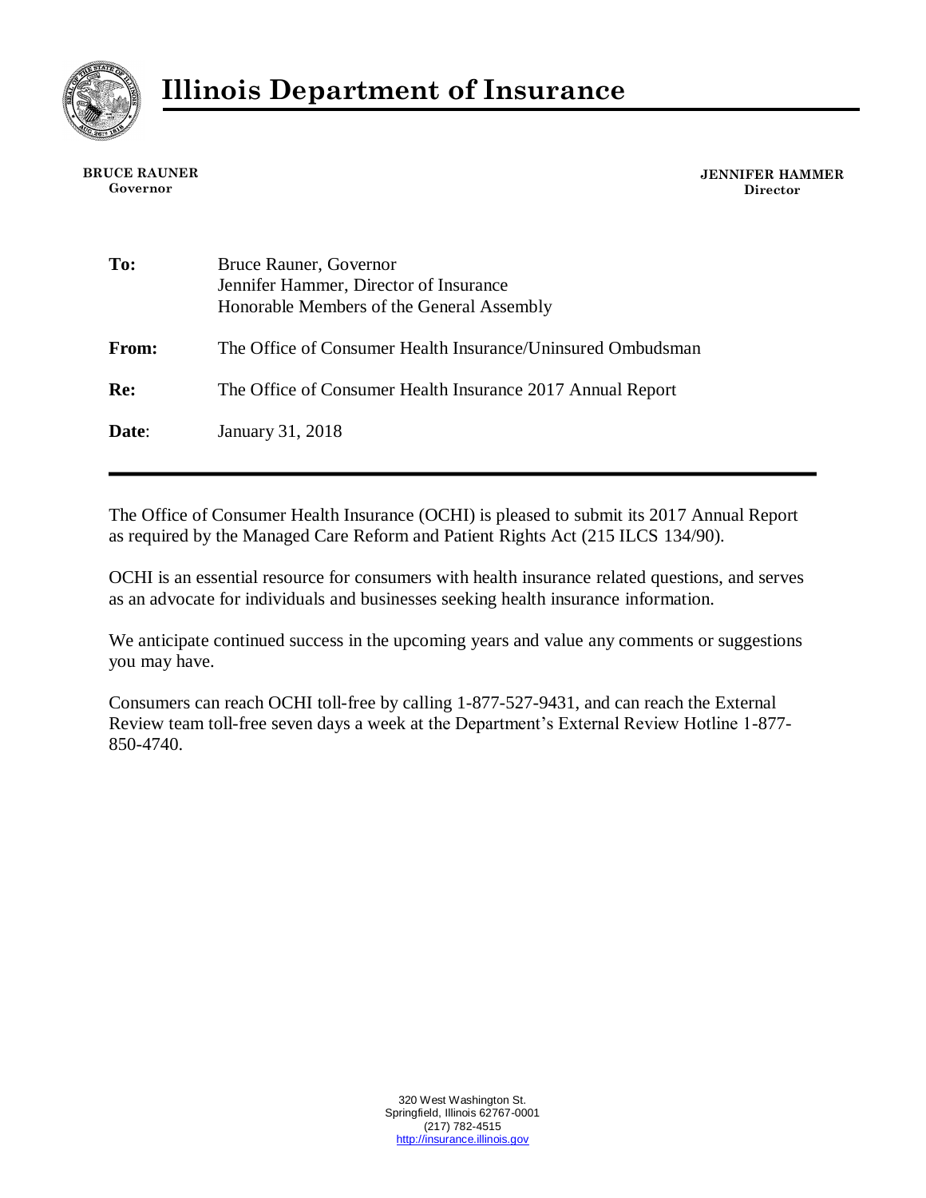# Illinois Department of Insurance

**BRUCE RAUNER**
Governor

**JENNIFER HAMMER**
Director

| | |
|---|---|
| **To:** | Bruce Rauner, Governor<br>Jennifer Hammer, Director of Insurance<br>Honorable Members of the General Assembly |
| **From:** | The Office of Consumer Health Insurance/Uninsured Ombudsman |
| **Re:** | The Office of Consumer Health Insurance 2017 Annual Report |
| **Date**: | January 31, 2018 |

---

The Office of Consumer Health Insurance (OCHI) is pleased to submit its 2017 Annual Report as required by the Managed Care Reform and Patient Rights Act (215 ILCS 134/90).

OCHI is an essential resource for consumers with health insurance related questions, and serves as an advocate for individuals and businesses seeking health insurance information.

We anticipate continued success in the upcoming years and value any comments or suggestions you may have.

Consumers can reach OCHI toll-free by calling 1-877-527-9431, and can reach the External Review team toll-free seven days a week at the Department's External Review Hotline 1-877-850-4740.

320 West Washington St.
Springfield, Illinois 62767-0001
(217) 782-4515
http://insurance.illinois.gov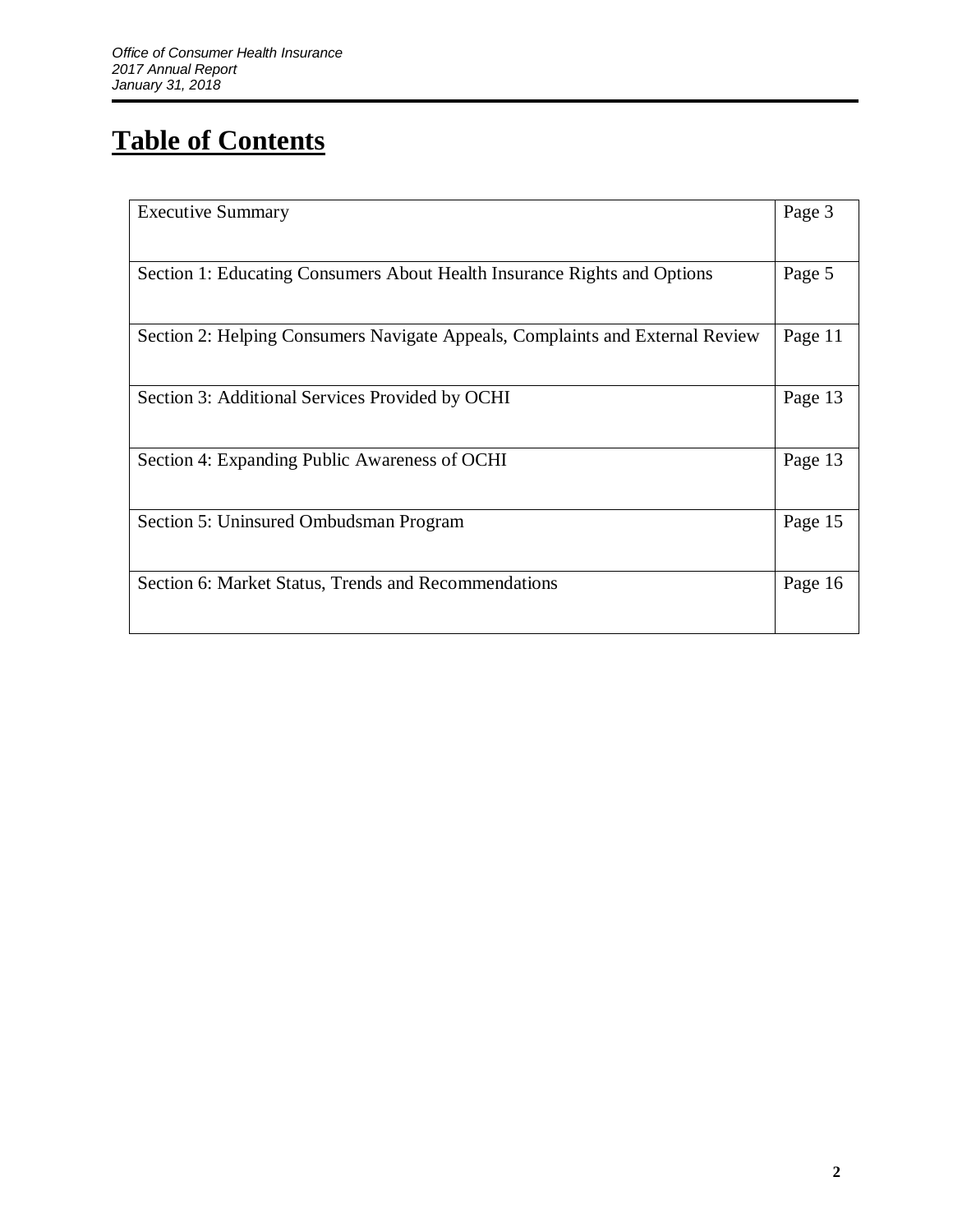# Table of Contents

| | |
|---|---|
| Executive Summary | Page 3 |
| Section 1: Educating Consumers About Health Insurance Rights and Options | Page 5 |
| Section 2: Helping Consumers Navigate Appeals, Complaints and External Review | Page 11 |
| Section 3: Additional Services Provided by OCHI | Page 13 |
| Section 4: Expanding Public Awareness of OCHI | Page 13 |
| Section 5: Uninsured Ombudsman Program | Page 15 |
| Section 6: Market Status, Trends and Recommendations | Page 16 |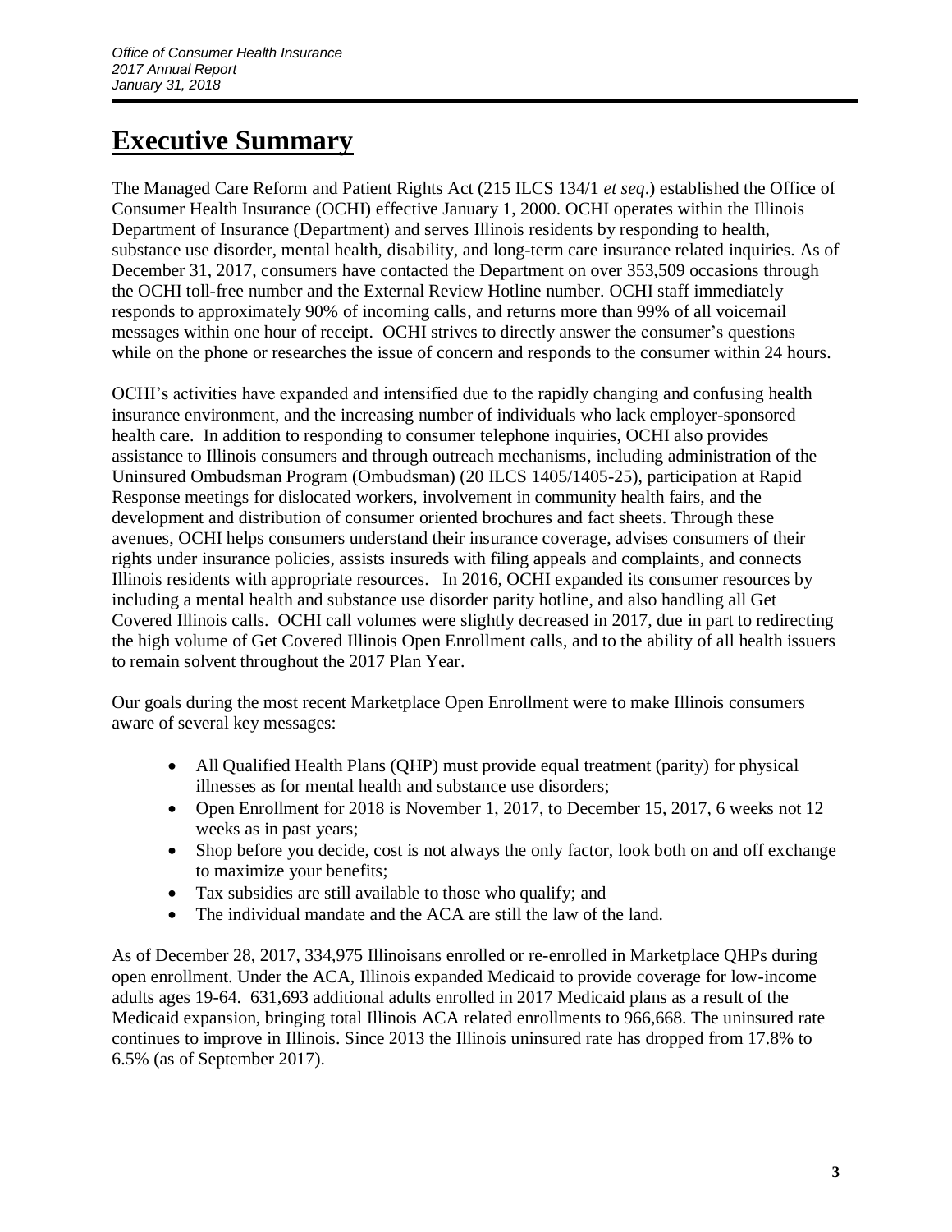# Executive Summary

The Managed Care Reform and Patient Rights Act (215 ILCS 134/1 *et seq*.) established the Office of Consumer Health Insurance (OCHI) effective January 1, 2000. OCHI operates within the Illinois Department of Insurance (Department) and serves Illinois residents by responding to health, substance use disorder, mental health, disability, and long-term care insurance related inquiries. As of December 31, 2017, consumers have contacted the Department on over 353,509 occasions through the OCHI toll-free number and the External Review Hotline number. OCHI staff immediately responds to approximately 90% of incoming calls, and returns more than 99% of all voicemail messages within one hour of receipt. OCHI strives to directly answer the consumer's questions while on the phone or researches the issue of concern and responds to the consumer within 24 hours.

OCHI's activities have expanded and intensified due to the rapidly changing and confusing health insurance environment, and the increasing number of individuals who lack employer-sponsored health care. In addition to responding to consumer telephone inquiries, OCHI also provides assistance to Illinois consumers and through outreach mechanisms, including administration of the Uninsured Ombudsman Program (Ombudsman) (20 ILCS 1405/1405-25), participation at Rapid Response meetings for dislocated workers, involvement in community health fairs, and the development and distribution of consumer oriented brochures and fact sheets. Through these avenues, OCHI helps consumers understand their insurance coverage, advises consumers of their rights under insurance policies, assists insureds with filing appeals and complaints, and connects Illinois residents with appropriate resources. In 2016, OCHI expanded its consumer resources by including a mental health and substance use disorder parity hotline, and also handling all Get Covered Illinois calls. OCHI call volumes were slightly decreased in 2017, due in part to redirecting the high volume of Get Covered Illinois Open Enrollment calls, and to the ability of all health issuers to remain solvent throughout the 2017 Plan Year.

Our goals during the most recent Marketplace Open Enrollment were to make Illinois consumers aware of several key messages:

- All Qualified Health Plans (QHP) must provide equal treatment (parity) for physical illnesses as for mental health and substance use disorders;
- Open Enrollment for 2018 is November 1, 2017, to December 15, 2017, 6 weeks not 12 weeks as in past years;
- Shop before you decide, cost is not always the only factor, look both on and off exchange to maximize your benefits;
- Tax subsidies are still available to those who qualify; and
- The individual mandate and the ACA are still the law of the land.

As of December 28, 2017, 334,975 Illinoisans enrolled or re-enrolled in Marketplace QHPs during open enrollment. Under the ACA, Illinois expanded Medicaid to provide coverage for low-income adults ages 19-64. 631,693 additional adults enrolled in 2017 Medicaid plans as a result of the Medicaid expansion, bringing total Illinois ACA related enrollments to 966,668. The uninsured rate continues to improve in Illinois. Since 2013 the Illinois uninsured rate has dropped from 17.8% to 6.5% (as of September 2017).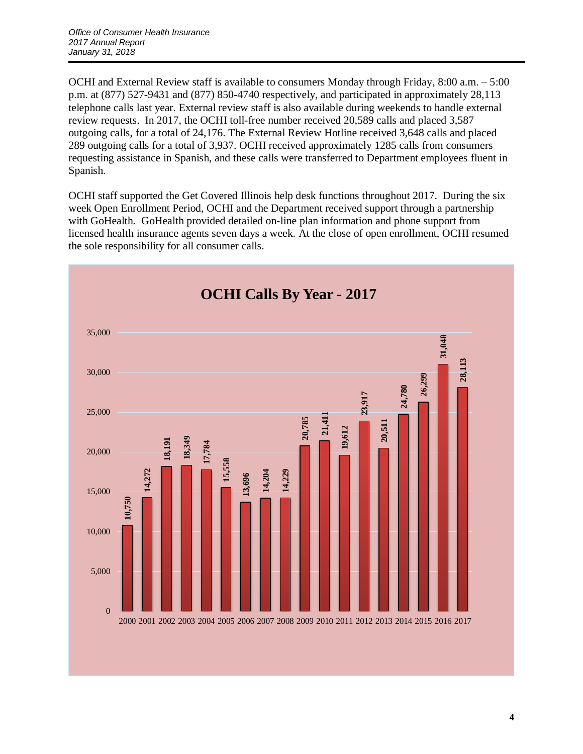OCHI and External Review staff is available to consumers Monday through Friday, 8:00 a.m. – 5:00 p.m. at (877) 527-9431 and (877) 850-4740 respectively, and participated in approximately 28,113 telephone calls last year. External review staff is also available during weekends to handle external review requests. In 2017, the OCHI toll-free number received 20,589 calls and placed 3,587 outgoing calls, for a total of 24,176. The External Review Hotline received 3,648 calls and placed 289 outgoing calls for a total of 3,937. OCHI received approximately 1285 calls from consumers requesting assistance in Spanish, and these calls were transferred to Department employees fluent in Spanish.

OCHI staff supported the Get Covered Illinois help desk functions throughout 2017. During the six week Open Enrollment Period, OCHI and the Department received support through a partnership with GoHealth. GoHealth provided detailed on-line plan information and phone support from licensed health insurance agents seven days a week. At the close of open enrollment, OCHI resumed the sole responsibility for all consumer calls.

**OCHI Calls By Year - 2017**

| Year | Calls |
|---|---|
| 2000 | 10,750 |
| 2001 | 14,272 |
| 2002 | 18,191 |
| 2003 | 18,349 |
| 2004 | 17,784 |
| 2005 | 15,558 |
| 2006 | 13,696 |
| 2007 | 14,204 |
| 2008 | 14,229 |
| 2009 | 20,785 |
| 2010 | 21,411 |
| 2011 | 19,612 |
| 2012 | 23,917 |
| 2013 | 20,511 |
| 2014 | 24,780 |
| 2015 | 26,299 |
| 2016 | 31,048 |
| 2017 | 28,113 |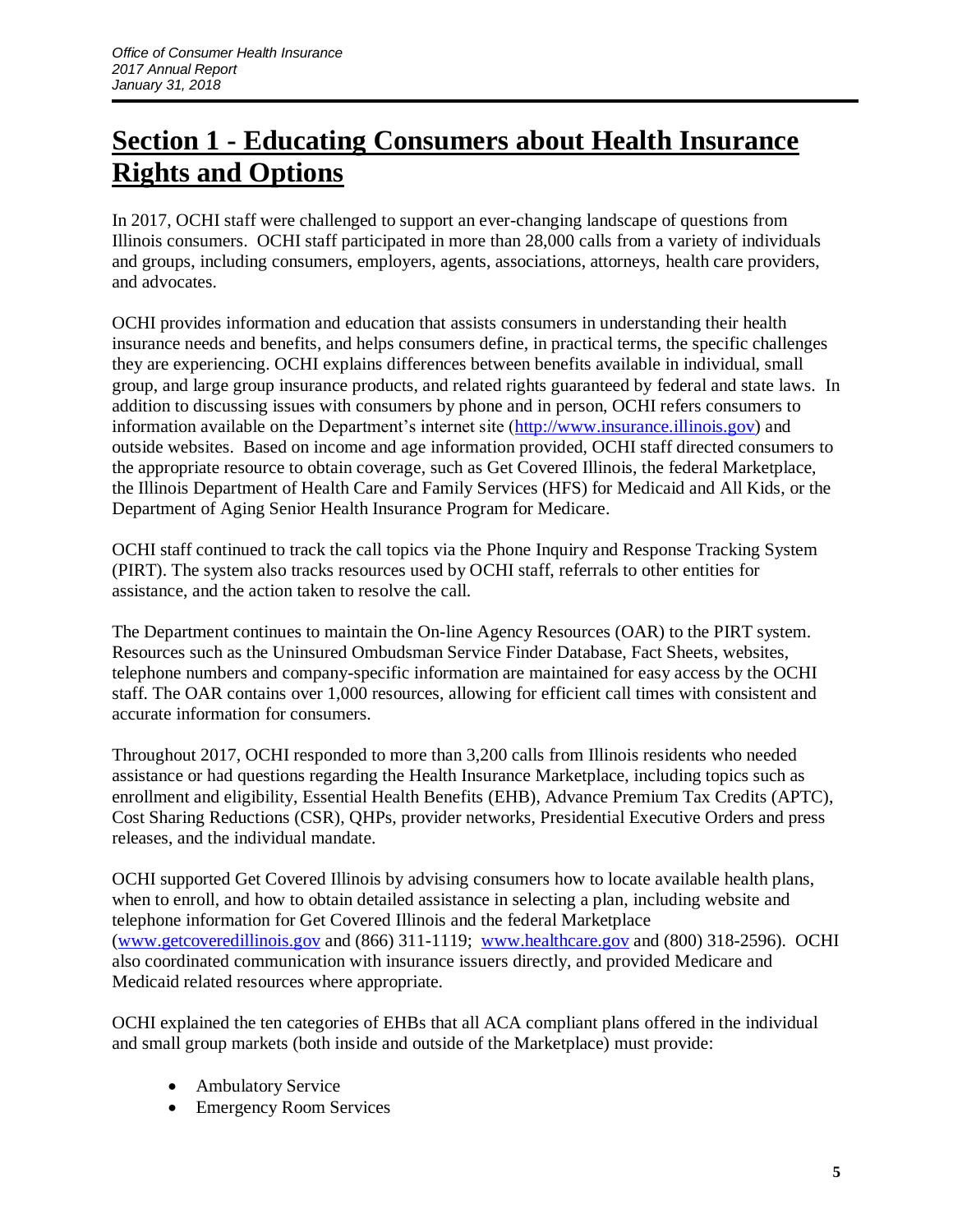# Section 1 - Educating Consumers about Health Insurance Rights and Options

In 2017, OCHI staff were challenged to support an ever-changing landscape of questions from Illinois consumers. OCHI staff participated in more than 28,000 calls from a variety of individuals and groups, including consumers, employers, agents, associations, attorneys, health care providers, and advocates.

OCHI provides information and education that assists consumers in understanding their health insurance needs and benefits, and helps consumers define, in practical terms, the specific challenges they are experiencing. OCHI explains differences between benefits available in individual, small group, and large group insurance products, and related rights guaranteed by federal and state laws. In addition to discussing issues with consumers by phone and in person, OCHI refers consumers to information available on the Department's internet site ([http://www.insurance.illinois.gov](http://www.insurance.illinois.gov)) and outside websites. Based on income and age information provided, OCHI staff directed consumers to the appropriate resource to obtain coverage, such as Get Covered Illinois, the federal Marketplace, the Illinois Department of Health Care and Family Services (HFS) for Medicaid and All Kids, or the Department of Aging Senior Health Insurance Program for Medicare.

OCHI staff continued to track the call topics via the Phone Inquiry and Response Tracking System (PIRT). The system also tracks resources used by OCHI staff, referrals to other entities for assistance, and the action taken to resolve the call.

The Department continues to maintain the On-line Agency Resources (OAR) to the PIRT system. Resources such as the Uninsured Ombudsman Service Finder Database, Fact Sheets, websites, telephone numbers and company-specific information are maintained for easy access by the OCHI staff. The OAR contains over 1,000 resources, allowing for efficient call times with consistent and accurate information for consumers.

Throughout 2017, OCHI responded to more than 3,200 calls from Illinois residents who needed assistance or had questions regarding the Health Insurance Marketplace, including topics such as enrollment and eligibility, Essential Health Benefits (EHB), Advance Premium Tax Credits (APTC), Cost Sharing Reductions (CSR), QHPs, provider networks, Presidential Executive Orders and press releases, and the individual mandate.

OCHI supported Get Covered Illinois by advising consumers how to locate available health plans, when to enroll, and how to obtain detailed assistance in selecting a plan, including website and telephone information for Get Covered Illinois and the federal Marketplace ([www.getcoveredillinois.gov](http://www.getcoveredillinois.gov) and (866) 311-1119; [www.healthcare.gov](http://www.healthcare.gov) and (800) 318-2596). OCHI also coordinated communication with insurance issuers directly, and provided Medicare and Medicaid related resources where appropriate.

OCHI explained the ten categories of EHBs that all ACA compliant plans offered in the individual and small group markets (both inside and outside of the Marketplace) must provide:

- Ambulatory Service
- Emergency Room Services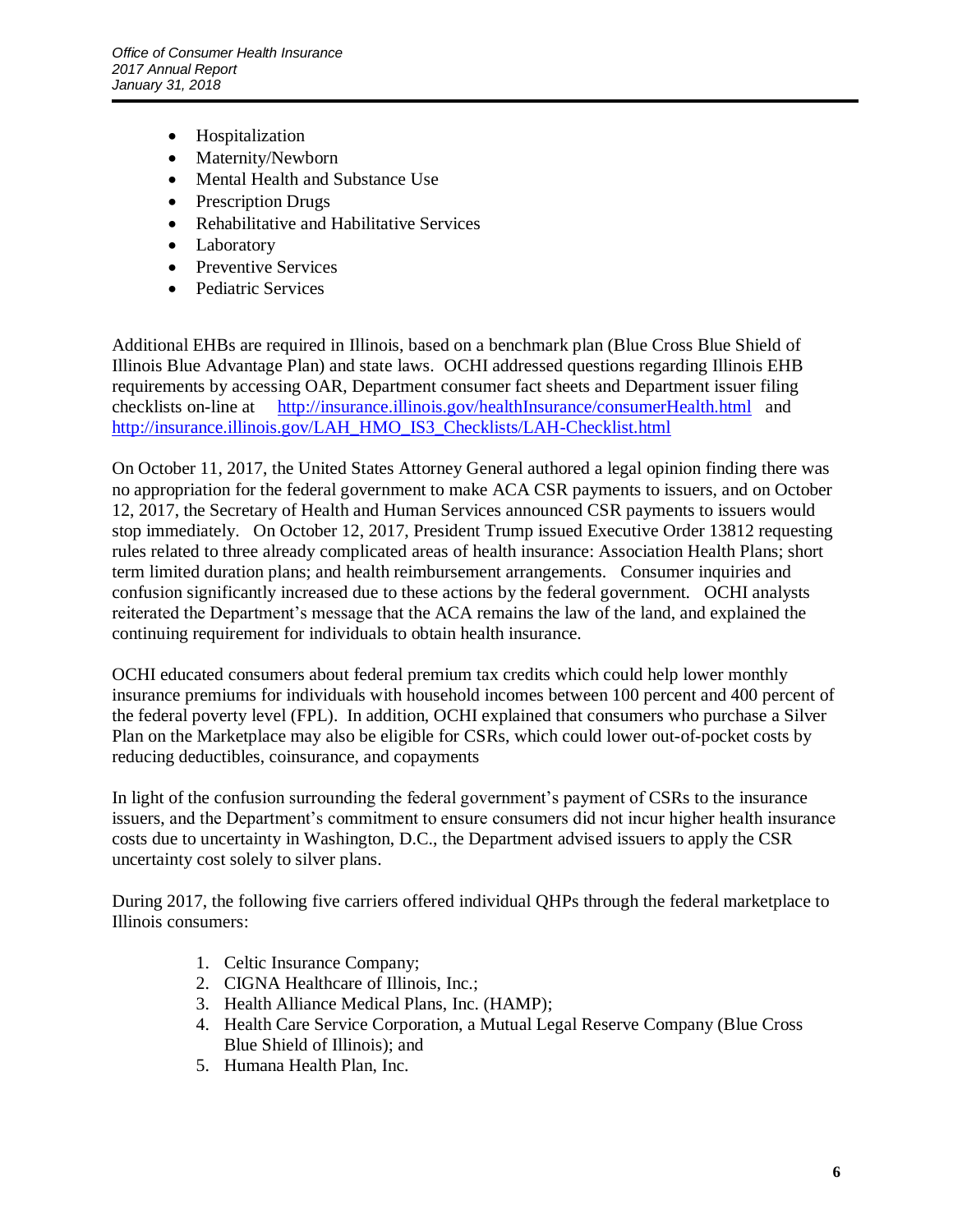- Hospitalization
- Maternity/Newborn
- Mental Health and Substance Use
- Prescription Drugs
- Rehabilitative and Habilitative Services
- Laboratory
- Preventive Services
- Pediatric Services

Additional EHBs are required in Illinois, based on a benchmark plan (Blue Cross Blue Shield of Illinois Blue Advantage Plan) and state laws. OCHI addressed questions regarding Illinois EHB requirements by accessing OAR, Department consumer fact sheets and Department issuer filing checklists on-line at http://insurance.illinois.gov/healthInsurance/consumerHealth.html and http://insurance.illinois.gov/LAH_HMO_IS3_Checklists/LAH-Checklist.html

On October 11, 2017, the United States Attorney General authored a legal opinion finding there was no appropriation for the federal government to make ACA CSR payments to issuers, and on October 12, 2017, the Secretary of Health and Human Services announced CSR payments to issuers would stop immediately. On October 12, 2017, President Trump issued Executive Order 13812 requesting rules related to three already complicated areas of health insurance: Association Health Plans; short term limited duration plans; and health reimbursement arrangements. Consumer inquiries and confusion significantly increased due to these actions by the federal government. OCHI analysts reiterated the Department's message that the ACA remains the law of the land, and explained the continuing requirement for individuals to obtain health insurance.

OCHI educated consumers about federal premium tax credits which could help lower monthly insurance premiums for individuals with household incomes between 100 percent and 400 percent of the federal poverty level (FPL). In addition, OCHI explained that consumers who purchase a Silver Plan on the Marketplace may also be eligible for CSRs, which could lower out-of-pocket costs by reducing deductibles, coinsurance, and copayments

In light of the confusion surrounding the federal government's payment of CSRs to the insurance issuers, and the Department's commitment to ensure consumers did not incur higher health insurance costs due to uncertainty in Washington, D.C., the Department advised issuers to apply the CSR uncertainty cost solely to silver plans.

During 2017, the following five carriers offered individual QHPs through the federal marketplace to Illinois consumers:

1. Celtic Insurance Company;
2. CIGNA Healthcare of Illinois, Inc.;
3. Health Alliance Medical Plans, Inc. (HAMP);
4. Health Care Service Corporation, a Mutual Legal Reserve Company (Blue Cross Blue Shield of Illinois); and
5. Humana Health Plan, Inc.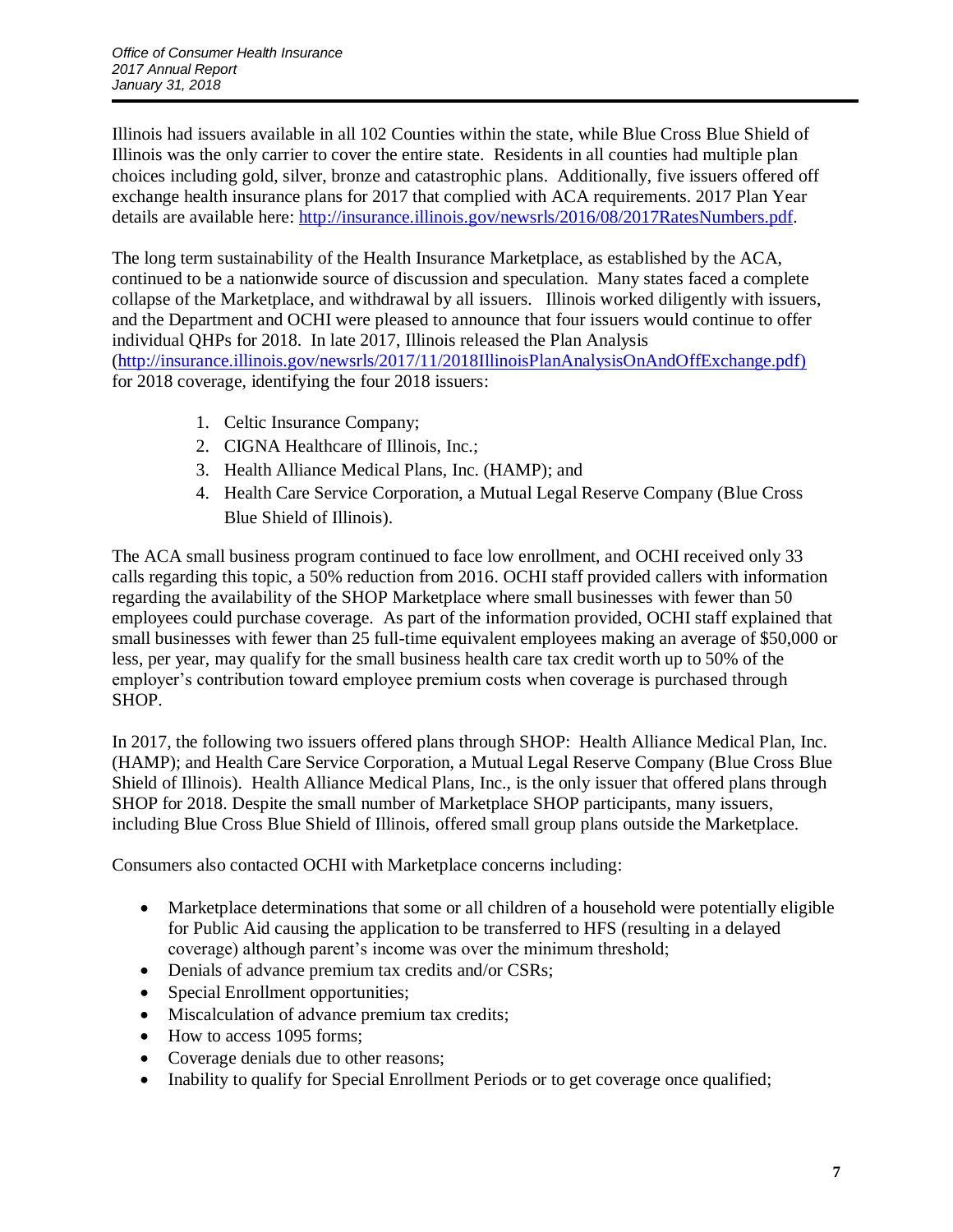Illinois had issuers available in all 102 Counties within the state, while Blue Cross Blue Shield of Illinois was the only carrier to cover the entire state. Residents in all counties had multiple plan choices including gold, silver, bronze and catastrophic plans. Additionally, five issuers offered off exchange health insurance plans for 2017 that complied with ACA requirements. 2017 Plan Year details are available here: http://insurance.illinois.gov/newsrls/2016/08/2017RatesNumbers.pdf.

The long term sustainability of the Health Insurance Marketplace, as established by the ACA, continued to be a nationwide source of discussion and speculation. Many states faced a complete collapse of the Marketplace, and withdrawal by all issuers. Illinois worked diligently with issuers, and the Department and OCHI were pleased to announce that four issuers would continue to offer individual QHPs for 2018. In late 2017, Illinois released the Plan Analysis (http://insurance.illinois.gov/newsrls/2017/11/2018IllinoisPlanAnalysisOnAndOffExchange.pdf) for 2018 coverage, identifying the four 2018 issuers:

1. Celtic Insurance Company;
2. CIGNA Healthcare of Illinois, Inc.;
3. Health Alliance Medical Plans, Inc. (HAMP); and
4. Health Care Service Corporation, a Mutual Legal Reserve Company (Blue Cross Blue Shield of Illinois).

The ACA small business program continued to face low enrollment, and OCHI received only 33 calls regarding this topic, a 50% reduction from 2016. OCHI staff provided callers with information regarding the availability of the SHOP Marketplace where small businesses with fewer than 50 employees could purchase coverage. As part of the information provided, OCHI staff explained that small businesses with fewer than 25 full-time equivalent employees making an average of $50,000 or less, per year, may qualify for the small business health care tax credit worth up to 50% of the employer's contribution toward employee premium costs when coverage is purchased through SHOP.

In 2017, the following two issuers offered plans through SHOP: Health Alliance Medical Plan, Inc. (HAMP); and Health Care Service Corporation, a Mutual Legal Reserve Company (Blue Cross Blue Shield of Illinois). Health Alliance Medical Plans, Inc., is the only issuer that offered plans through SHOP for 2018. Despite the small number of Marketplace SHOP participants, many issuers, including Blue Cross Blue Shield of Illinois, offered small group plans outside the Marketplace.

Consumers also contacted OCHI with Marketplace concerns including:

- Marketplace determinations that some or all children of a household were potentially eligible for Public Aid causing the application to be transferred to HFS (resulting in a delayed coverage) although parent's income was over the minimum threshold;
- Denials of advance premium tax credits and/or CSRs;
- Special Enrollment opportunities;
- Miscalculation of advance premium tax credits;
- How to access 1095 forms;
- Coverage denials due to other reasons;
- Inability to qualify for Special Enrollment Periods or to get coverage once qualified;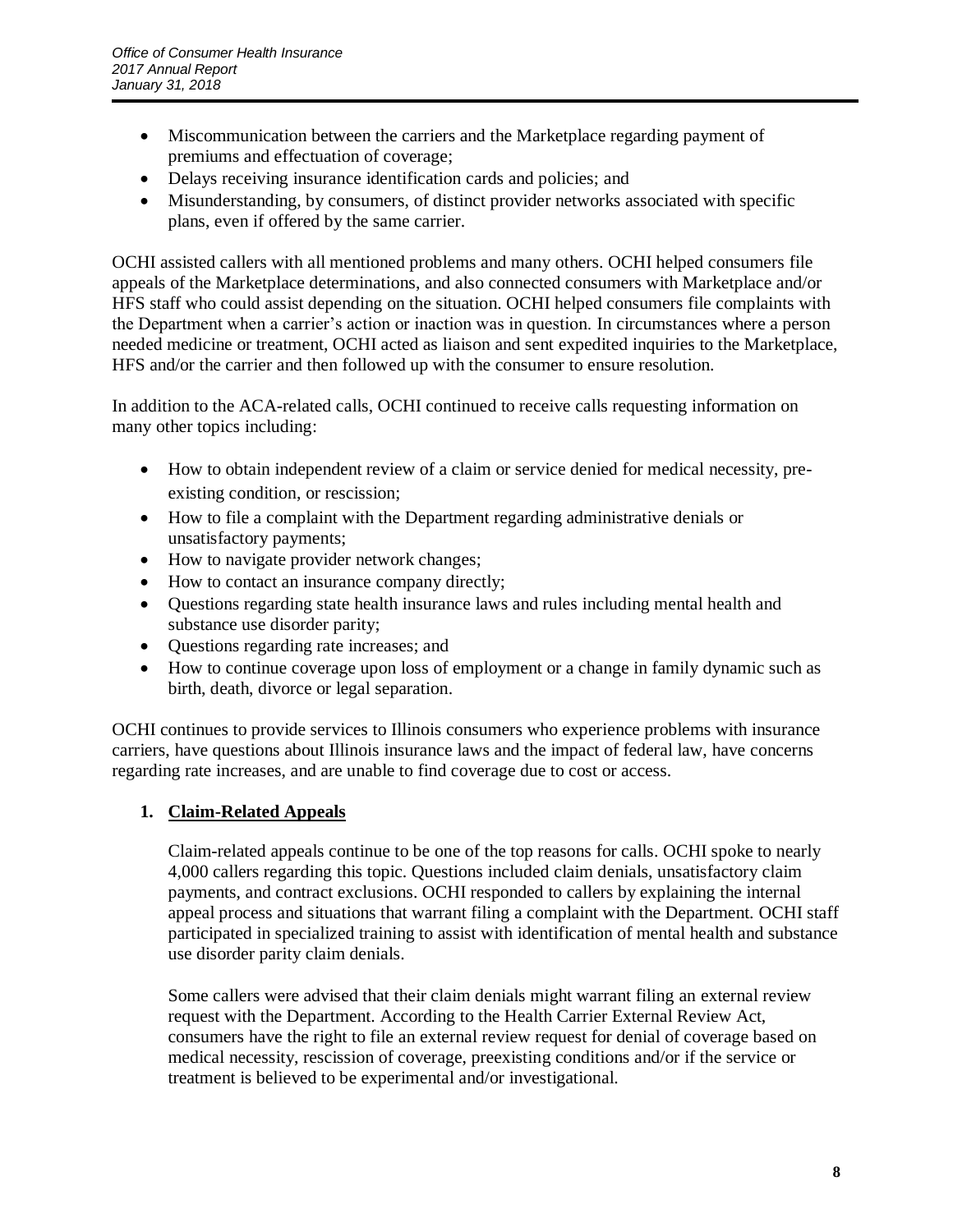- Miscommunication between the carriers and the Marketplace regarding payment of premiums and effectuation of coverage;
- Delays receiving insurance identification cards and policies; and
- Misunderstanding, by consumers, of distinct provider networks associated with specific plans, even if offered by the same carrier.

OCHI assisted callers with all mentioned problems and many others. OCHI helped consumers file appeals of the Marketplace determinations, and also connected consumers with Marketplace and/or HFS staff who could assist depending on the situation. OCHI helped consumers file complaints with the Department when a carrier's action or inaction was in question. In circumstances where a person needed medicine or treatment, OCHI acted as liaison and sent expedited inquiries to the Marketplace, HFS and/or the carrier and then followed up with the consumer to ensure resolution.

In addition to the ACA-related calls, OCHI continued to receive calls requesting information on many other topics including:

- How to obtain independent review of a claim or service denied for medical necessity, pre-existing condition, or rescission;
- How to file a complaint with the Department regarding administrative denials or unsatisfactory payments;
- How to navigate provider network changes;
- How to contact an insurance company directly;
- Questions regarding state health insurance laws and rules including mental health and substance use disorder parity;
- Questions regarding rate increases; and
- How to continue coverage upon loss of employment or a change in family dynamic such as birth, death, divorce or legal separation.

OCHI continues to provide services to Illinois consumers who experience problems with insurance carriers, have questions about Illinois insurance laws and the impact of federal law, have concerns regarding rate increases, and are unable to find coverage due to cost or access.

1. **Claim-Related Appeals**

   Claim-related appeals continue to be one of the top reasons for calls. OCHI spoke to nearly 4,000 callers regarding this topic. Questions included claim denials, unsatisfactory claim payments, and contract exclusions. OCHI responded to callers by explaining the internal appeal process and situations that warrant filing a complaint with the Department. OCHI staff participated in specialized training to assist with identification of mental health and substance use disorder parity claim denials.

   Some callers were advised that their claim denials might warrant filing an external review request with the Department. According to the Health Carrier External Review Act, consumers have the right to file an external review request for denial of coverage based on medical necessity, rescission of coverage, preexisting conditions and/or if the service or treatment is believed to be experimental and/or investigational.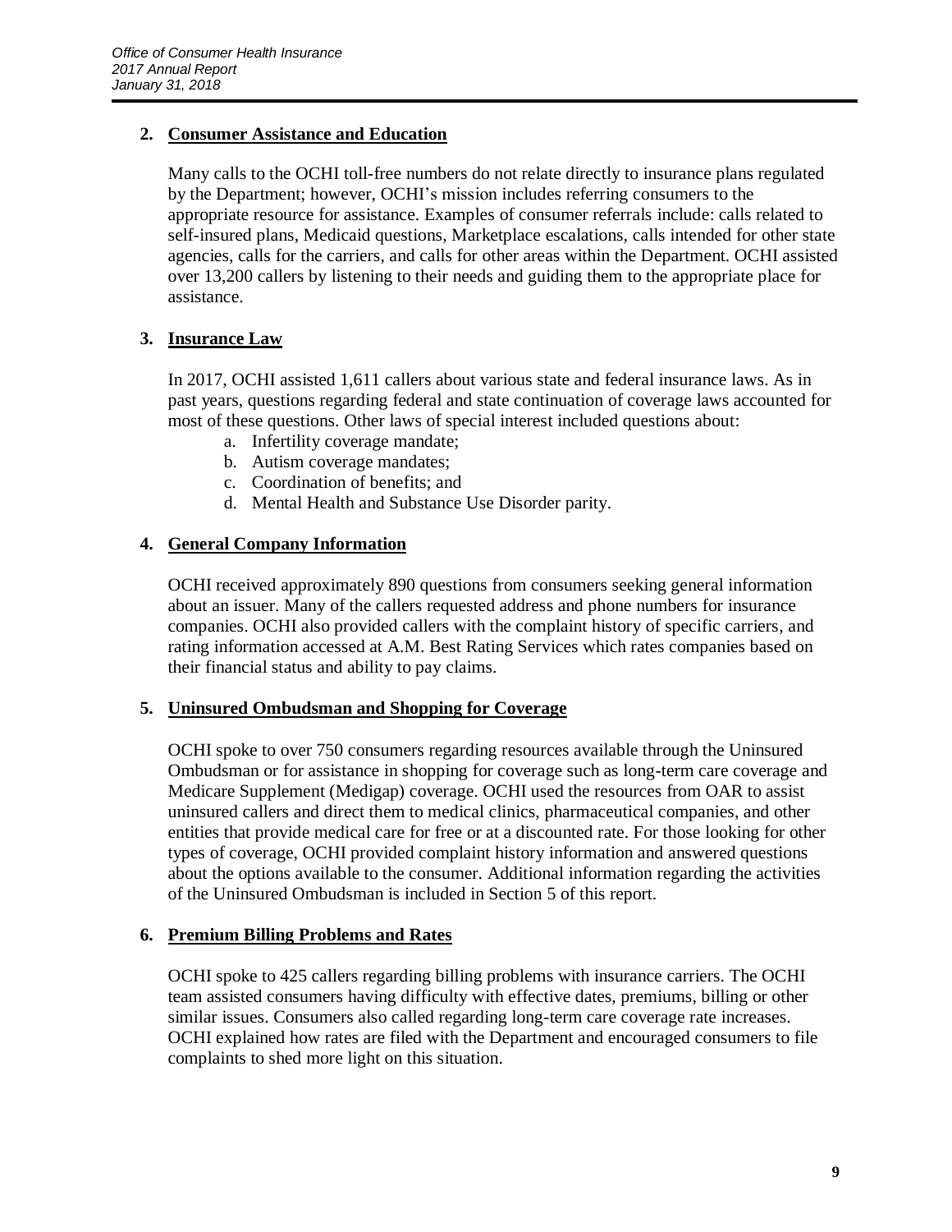## 2. Consumer Assistance and Education

Many calls to the OCHI toll-free numbers do not relate directly to insurance plans regulated by the Department; however, OCHI's mission includes referring consumers to the appropriate resource for assistance. Examples of consumer referrals include: calls related to self-insured plans, Medicaid questions, Marketplace escalations, calls intended for other state agencies, calls for the carriers, and calls for other areas within the Department. OCHI assisted over 13,200 callers by listening to their needs and guiding them to the appropriate place for assistance.

## 3. Insurance Law

In 2017, OCHI assisted 1,611 callers about various state and federal insurance laws. As in past years, questions regarding federal and state continuation of coverage laws accounted for most of these questions. Other laws of special interest included questions about:

a. Infertility coverage mandate;
b. Autism coverage mandates;
c. Coordination of benefits; and
d. Mental Health and Substance Use Disorder parity.

## 4. General Company Information

OCHI received approximately 890 questions from consumers seeking general information about an issuer. Many of the callers requested address and phone numbers for insurance companies. OCHI also provided callers with the complaint history of specific carriers, and rating information accessed at A.M. Best Rating Services which rates companies based on their financial status and ability to pay claims.

## 5. Uninsured Ombudsman and Shopping for Coverage

OCHI spoke to over 750 consumers regarding resources available through the Uninsured Ombudsman or for assistance in shopping for coverage such as long-term care coverage and Medicare Supplement (Medigap) coverage. OCHI used the resources from OAR to assist uninsured callers and direct them to medical clinics, pharmaceutical companies, and other entities that provide medical care for free or at a discounted rate. For those looking for other types of coverage, OCHI provided complaint history information and answered questions about the options available to the consumer. Additional information regarding the activities of the Uninsured Ombudsman is included in Section 5 of this report.

## 6. Premium Billing Problems and Rates

OCHI spoke to 425 callers regarding billing problems with insurance carriers. The OCHI team assisted consumers having difficulty with effective dates, premiums, billing or other similar issues. Consumers also called regarding long-term care coverage rate increases. OCHI explained how rates are filed with the Department and encouraged consumers to file complaints to shed more light on this situation.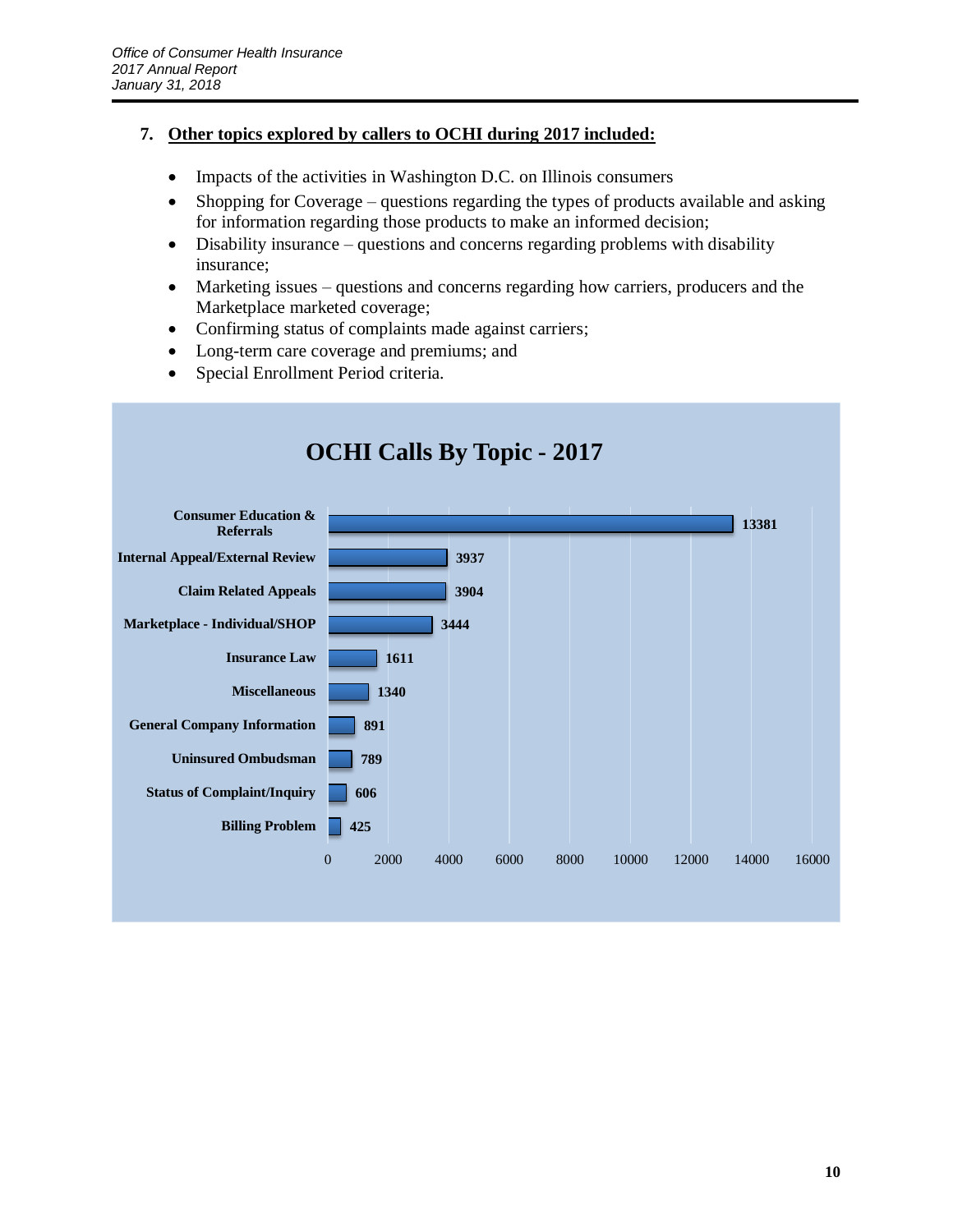7. **Other topics explored by callers to OCHI during 2017 included:**

- Impacts of the activities in Washington D.C. on Illinois consumers
- Shopping for Coverage – questions regarding the types of products available and asking for information regarding those products to make an informed decision;
- Disability insurance – questions and concerns regarding problems with disability insurance;
- Marketing issues – questions and concerns regarding how carriers, producers and the Marketplace marketed coverage;
- Confirming status of complaints made against carriers;
- Long-term care coverage and premiums; and
- Special Enrollment Period criteria.

**OCHI Calls By Topic - 2017**

| Topic | Calls |
| --- | --- |
| Consumer Education & Referrals | 13381 |
| Internal Appeal/External Review | 3937 |
| Claim Related Appeals | 3904 |
| Marketplace - Individual/SHOP | 3444 |
| Insurance Law | 1611 |
| Miscellaneous | 1340 |
| General Company Information | 891 |
| Uninsured Ombudsman | 789 |
| Status of Complaint/Inquiry | 606 |
| Billing Problem | 425 |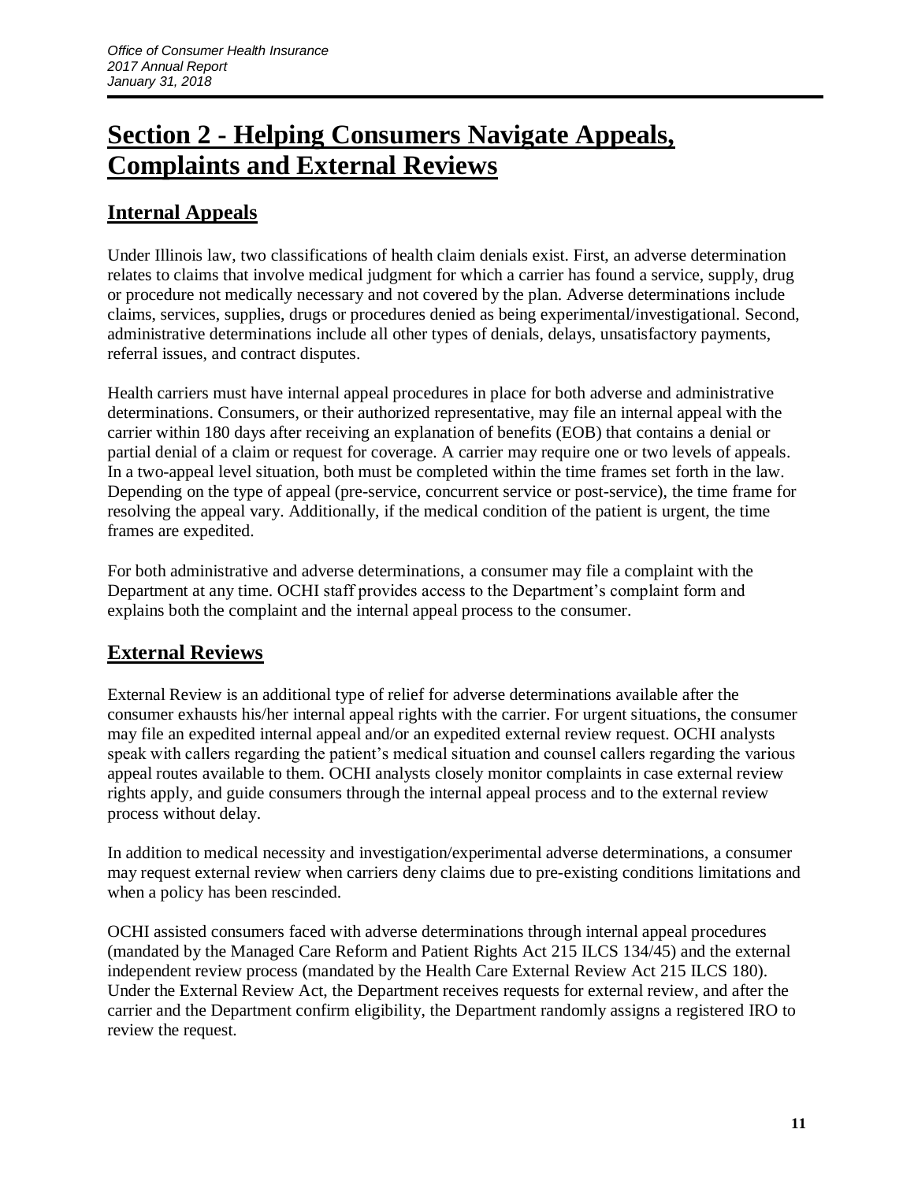# Section 2 - Helping Consumers Navigate Appeals, Complaints and External Reviews

## Internal Appeals

Under Illinois law, two classifications of health claim denials exist. First, an adverse determination relates to claims that involve medical judgment for which a carrier has found a service, supply, drug or procedure not medically necessary and not covered by the plan. Adverse determinations include claims, services, supplies, drugs or procedures denied as being experimental/investigational. Second, administrative determinations include all other types of denials, delays, unsatisfactory payments, referral issues, and contract disputes.

Health carriers must have internal appeal procedures in place for both adverse and administrative determinations. Consumers, or their authorized representative, may file an internal appeal with the carrier within 180 days after receiving an explanation of benefits (EOB) that contains a denial or partial denial of a claim or request for coverage. A carrier may require one or two levels of appeals. In a two-appeal level situation, both must be completed within the time frames set forth in the law. Depending on the type of appeal (pre-service, concurrent service or post-service), the time frame for resolving the appeal vary. Additionally, if the medical condition of the patient is urgent, the time frames are expedited.

For both administrative and adverse determinations, a consumer may file a complaint with the Department at any time. OCHI staff provides access to the Department's complaint form and explains both the complaint and the internal appeal process to the consumer.

## External Reviews

External Review is an additional type of relief for adverse determinations available after the consumer exhausts his/her internal appeal rights with the carrier. For urgent situations, the consumer may file an expedited internal appeal and/or an expedited external review request. OCHI analysts speak with callers regarding the patient's medical situation and counsel callers regarding the various appeal routes available to them. OCHI analysts closely monitor complaints in case external review rights apply, and guide consumers through the internal appeal process and to the external review process without delay.

In addition to medical necessity and investigation/experimental adverse determinations, a consumer may request external review when carriers deny claims due to pre-existing conditions limitations and when a policy has been rescinded.

OCHI assisted consumers faced with adverse determinations through internal appeal procedures (mandated by the Managed Care Reform and Patient Rights Act 215 ILCS 134/45) and the external independent review process (mandated by the Health Care External Review Act 215 ILCS 180). Under the External Review Act, the Department receives requests for external review, and after the carrier and the Department confirm eligibility, the Department randomly assigns a registered IRO to review the request.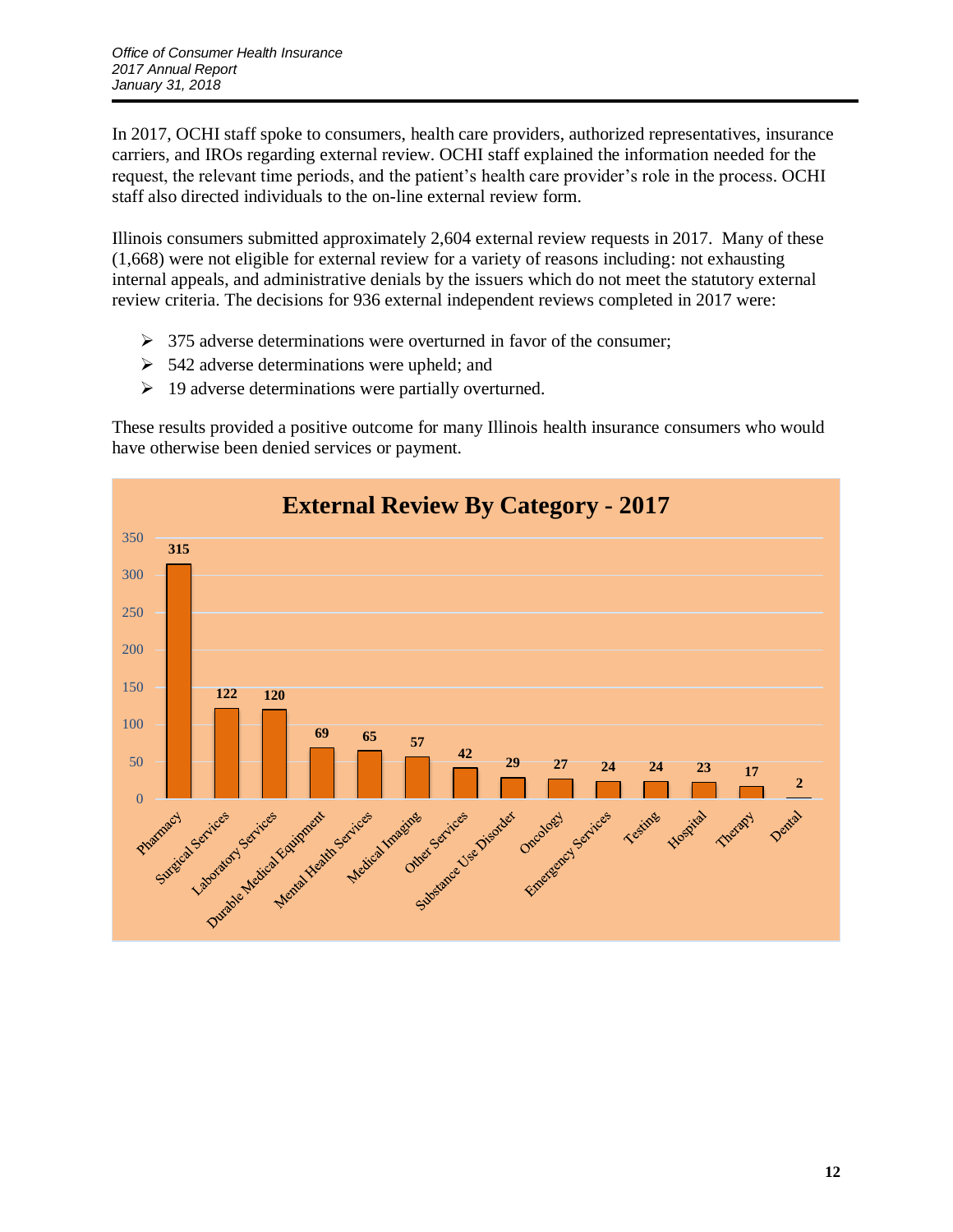In 2017, OCHI staff spoke to consumers, health care providers, authorized representatives, insurance carriers, and IROs regarding external review. OCHI staff explained the information needed for the request, the relevant time periods, and the patient's health care provider's role in the process. OCHI staff also directed individuals to the on-line external review form.

Illinois consumers submitted approximately 2,604 external review requests in 2017. Many of these (1,668) were not eligible for external review for a variety of reasons including: not exhausting internal appeals, and administrative denials by the issuers which do not meet the statutory external review criteria. The decisions for 936 external independent reviews completed in 2017 were:

- 375 adverse determinations were overturned in favor of the consumer;
- 542 adverse determinations were upheld; and
- 19 adverse determinations were partially overturned.

These results provided a positive outcome for many Illinois health insurance consumers who would have otherwise been denied services or payment.

**External Review By Category - 2017**

| Category | Count |
| --- | --- |
| Pharmacy | 315 |
| Surgical Services | 122 |
| Laboratory Services | 120 |
| Durable Medical Equipment | 69 |
| Mental Health Services | 65 |
| Medical Imaging | 57 |
| Other Services | 42 |
| Substance Use Disorder | 29 |
| Oncology | 27 |
| Emergency Services | 24 |
| Testing | 24 |
| Hospital | 23 |
| Therapy | 17 |
| Dental | 2 |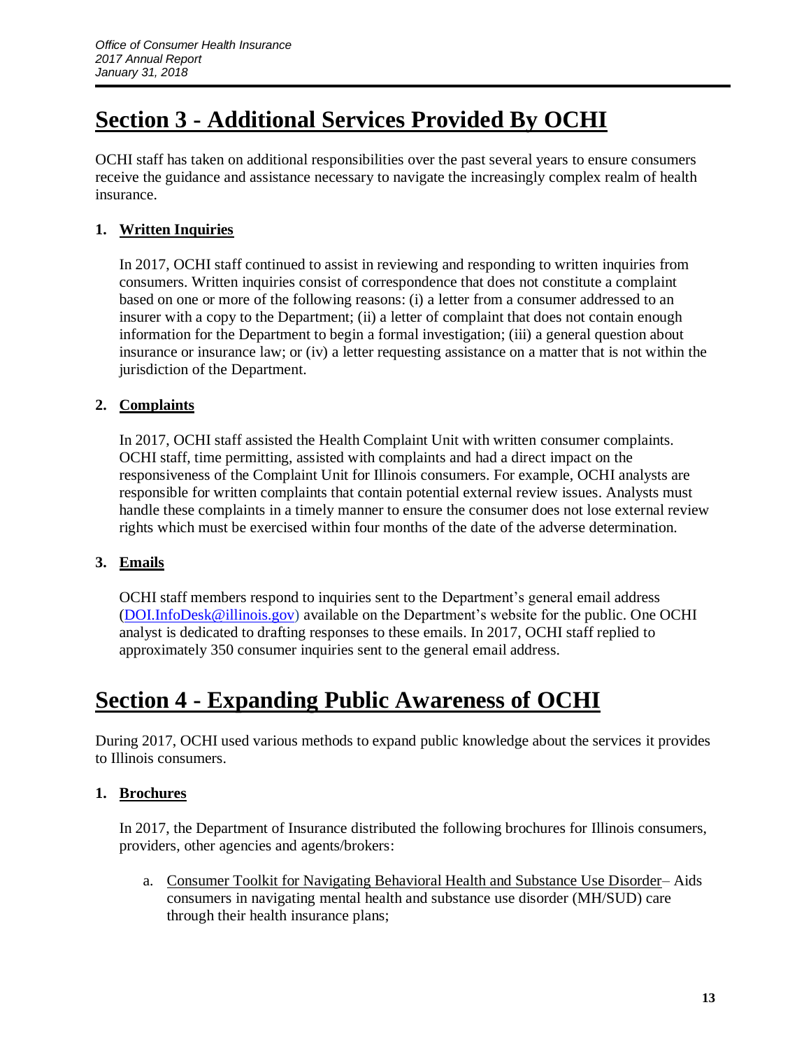# Section 3 - Additional Services Provided By OCHI

OCHI staff has taken on additional responsibilities over the past several years to ensure consumers receive the guidance and assistance necessary to navigate the increasingly complex realm of health insurance.

1. **Written Inquiries**

   In 2017, OCHI staff continued to assist in reviewing and responding to written inquiries from consumers. Written inquiries consist of correspondence that does not constitute a complaint based on one or more of the following reasons: (i) a letter from a consumer addressed to an insurer with a copy to the Department; (ii) a letter of complaint that does not contain enough information for the Department to begin a formal investigation; (iii) a general question about insurance or insurance law; or (iv) a letter requesting assistance on a matter that is not within the jurisdiction of the Department.

2. **Complaints**

   In 2017, OCHI staff assisted the Health Complaint Unit with written consumer complaints. OCHI staff, time permitting, assisted with complaints and had a direct impact on the responsiveness of the Complaint Unit for Illinois consumers. For example, OCHI analysts are responsible for written complaints that contain potential external review issues. Analysts must handle these complaints in a timely manner to ensure the consumer does not lose external review rights which must be exercised within four months of the date of the adverse determination.

3. **Emails**

   OCHI staff members respond to inquiries sent to the Department's general email address (DOI.InfoDesk@illinois.gov) available on the Department's website for the public. One OCHI analyst is dedicated to drafting responses to these emails. In 2017, OCHI staff replied to approximately 350 consumer inquiries sent to the general email address.

# Section 4 - Expanding Public Awareness of OCHI

During 2017, OCHI used various methods to expand public knowledge about the services it provides to Illinois consumers.

1. **Brochures**

   In 2017, the Department of Insurance distributed the following brochures for Illinois consumers, providers, other agencies and agents/brokers:

   a. Consumer Toolkit for Navigating Behavioral Health and Substance Use Disorder– Aids consumers in navigating mental health and substance use disorder (MH/SUD) care through their health insurance plans;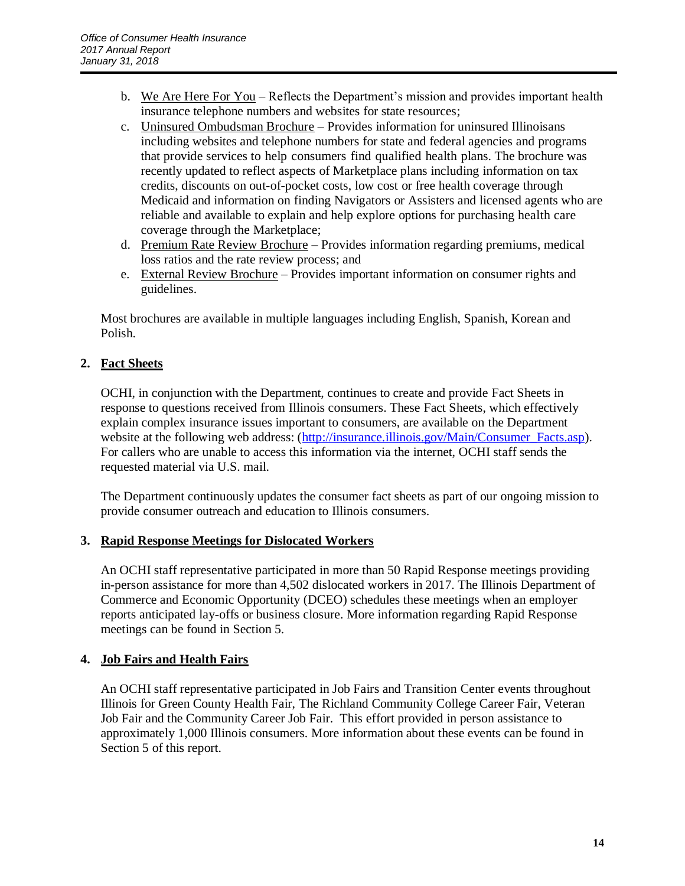b. We Are Here For You – Reflects the Department's mission and provides important health insurance telephone numbers and websites for state resources;
c. Uninsured Ombudsman Brochure – Provides information for uninsured Illinoisans including websites and telephone numbers for state and federal agencies and programs that provide services to help consumers find qualified health plans. The brochure was recently updated to reflect aspects of Marketplace plans including information on tax credits, discounts on out-of-pocket costs, low cost or free health coverage through Medicaid and information on finding Navigators or Assisters and licensed agents who are reliable and available to explain and help explore options for purchasing health care coverage through the Marketplace;
d. Premium Rate Review Brochure – Provides information regarding premiums, medical loss ratios and the rate review process; and
e. External Review Brochure – Provides important information on consumer rights and guidelines.

Most brochures are available in multiple languages including English, Spanish, Korean and Polish.

**2. Fact Sheets**

OCHI, in conjunction with the Department, continues to create and provide Fact Sheets in response to questions received from Illinois consumers. These Fact Sheets, which effectively explain complex insurance issues important to consumers, are available on the Department website at the following web address: (http://insurance.illinois.gov/Main/Consumer_Facts.asp). For callers who are unable to access this information via the internet, OCHI staff sends the requested material via U.S. mail.

The Department continuously updates the consumer fact sheets as part of our ongoing mission to provide consumer outreach and education to Illinois consumers.

**3. Rapid Response Meetings for Dislocated Workers**

An OCHI staff representative participated in more than 50 Rapid Response meetings providing in-person assistance for more than 4,502 dislocated workers in 2017. The Illinois Department of Commerce and Economic Opportunity (DCEO) schedules these meetings when an employer reports anticipated lay-offs or business closure. More information regarding Rapid Response meetings can be found in Section 5.

**4. Job Fairs and Health Fairs**

An OCHI staff representative participated in Job Fairs and Transition Center events throughout Illinois for Green County Health Fair, The Richland Community College Career Fair, Veteran Job Fair and the Community Career Job Fair. This effort provided in person assistance to approximately 1,000 Illinois consumers. More information about these events can be found in Section 5 of this report.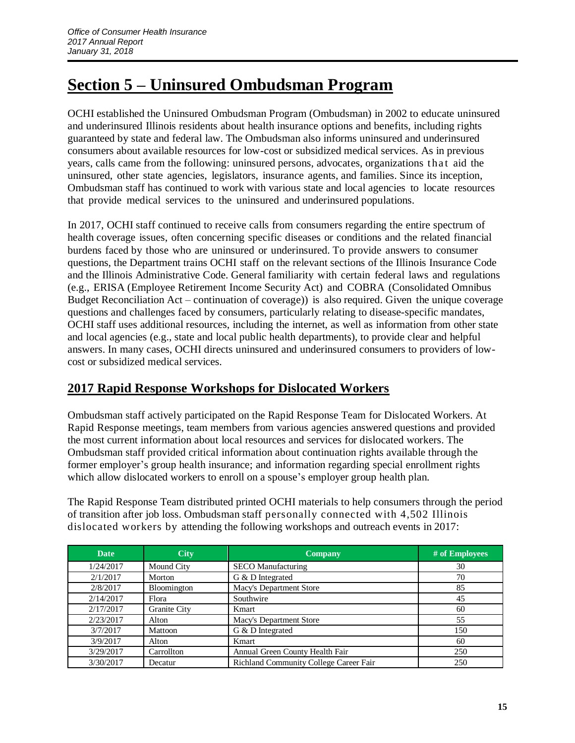# Section 5 – Uninsured Ombudsman Program

OCHI established the Uninsured Ombudsman Program (Ombudsman) in 2002 to educate uninsured and underinsured Illinois residents about health insurance options and benefits, including rights guaranteed by state and federal law. The Ombudsman also informs uninsured and underinsured consumers about available resources for low-cost or subsidized medical services. As in previous years, calls came from the following: uninsured persons, advocates, organizations that aid the uninsured, other state agencies, legislators, insurance agents, and families. Since its inception, Ombudsman staff has continued to work with various state and local agencies to locate resources that provide medical services to the uninsured and underinsured populations.

In 2017, OCHI staff continued to receive calls from consumers regarding the entire spectrum of health coverage issues, often concerning specific diseases or conditions and the related financial burdens faced by those who are uninsured or underinsured. To provide answers to consumer questions, the Department trains OCHI staff on the relevant sections of the Illinois Insurance Code and the Illinois Administrative Code. General familiarity with certain federal laws and regulations (e.g., ERISA (Employee Retirement Income Security Act) and COBRA (Consolidated Omnibus Budget Reconciliation Act – continuation of coverage)) is also required. Given the unique coverage questions and challenges faced by consumers, particularly relating to disease-specific mandates, OCHI staff uses additional resources, including the internet, as well as information from other state and local agencies (e.g., state and local public health departments), to provide clear and helpful answers. In many cases, OCHI directs uninsured and underinsured consumers to providers of low-cost or subsidized medical services.

## 2017 Rapid Response Workshops for Dislocated Workers

Ombudsman staff actively participated on the Rapid Response Team for Dislocated Workers. At Rapid Response meetings, team members from various agencies answered questions and provided the most current information about local resources and services for dislocated workers. The Ombudsman staff provided critical information about continuation rights available through the former employer's group health insurance; and information regarding special enrollment rights which allow dislocated workers to enroll on a spouse's employer group health plan.

The Rapid Response Team distributed printed OCHI materials to help consumers through the period of transition after job loss. Ombudsman staff personally connected with 4,502 Illinois dislocated workers by attending the following workshops and outreach events in 2017:

| Date | City | Company | # of Employees |
|---|---|---|---|
| 1/24/2017 | Mound City | SECO Manufacturing | 30 |
| 2/1/2017 | Morton | G & D Integrated | 70 |
| 2/8/2017 | Bloomington | Macy's Department Store | 85 |
| 2/14/2017 | Flora | Southwire | 45 |
| 2/17/2017 | Granite City | Kmart | 60 |
| 2/23/2017 | Alton | Macy's Department Store | 55 |
| 3/7/2017 | Mattoon | G & D Integrated | 150 |
| 3/9/2017 | Alton | Kmart | 60 |
| 3/29/2017 | Carrollton | Annual Green County Health Fair | 250 |
| 3/30/2017 | Decatur | Richland Community College Career Fair | 250 |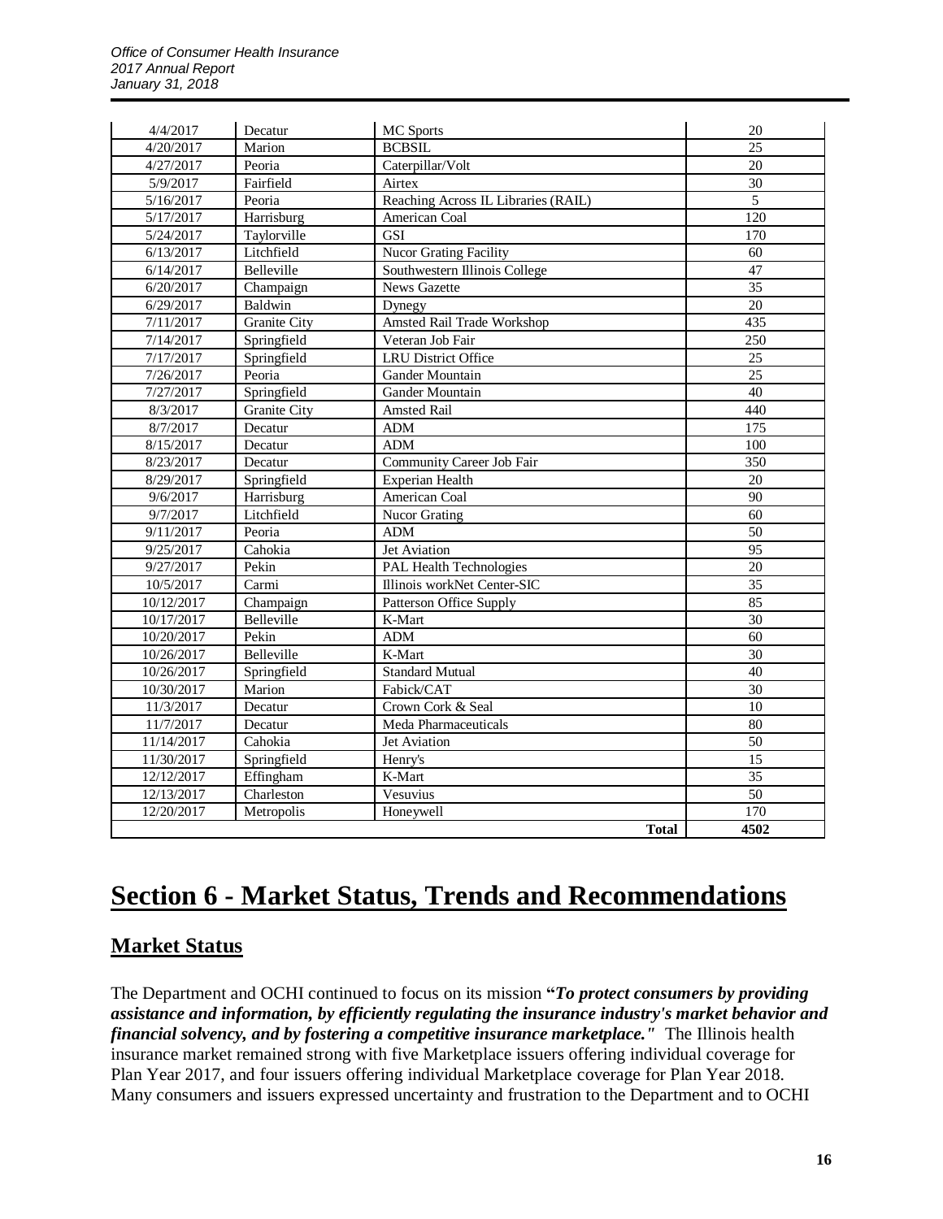| | | | |
|---|---|---|---|
| 4/4/2017 | Decatur | MC Sports | 20 |
| 4/20/2017 | Marion | BCBSIL | 25 |
| 4/27/2017 | Peoria | Caterpillar/Volt | 20 |
| 5/9/2017 | Fairfield | Airtex | 30 |
| 5/16/2017 | Peoria | Reaching Across IL Libraries (RAIL) | 5 |
| 5/17/2017 | Harrisburg | American Coal | 120 |
| 5/24/2017 | Taylorville | GSI | 170 |
| 6/13/2017 | Litchfield | Nucor Grating Facility | 60 |
| 6/14/2017 | Belleville | Southwestern Illinois College | 47 |
| 6/20/2017 | Champaign | News Gazette | 35 |
| 6/29/2017 | Baldwin | Dynegy | 20 |
| 7/11/2017 | Granite City | Amsted Rail Trade Workshop | 435 |
| 7/14/2017 | Springfield | Veteran Job Fair | 250 |
| 7/17/2017 | Springfield | LRU District Office | 25 |
| 7/26/2017 | Peoria | Gander Mountain | 25 |
| 7/27/2017 | Springfield | Gander Mountain | 40 |
| 8/3/2017 | Granite City | Amsted Rail | 440 |
| 8/7/2017 | Decatur | ADM | 175 |
| 8/15/2017 | Decatur | ADM | 100 |
| 8/23/2017 | Decatur | Community Career Job Fair | 350 |
| 8/29/2017 | Springfield | Experian Health | 20 |
| 9/6/2017 | Harrisburg | American Coal | 90 |
| 9/7/2017 | Litchfield | Nucor Grating | 60 |
| 9/11/2017 | Peoria | ADM | 50 |
| 9/25/2017 | Cahokia | Jet Aviation | 95 |
| 9/27/2017 | Pekin | PAL Health Technologies | 20 |
| 10/5/2017 | Carmi | Illinois workNet Center-SIC | 35 |
| 10/12/2017 | Champaign | Patterson Office Supply | 85 |
| 10/17/2017 | Belleville | K-Mart | 30 |
| 10/20/2017 | Pekin | ADM | 60 |
| 10/26/2017 | Belleville | K-Mart | 30 |
| 10/26/2017 | Springfield | Standard Mutual | 40 |
| 10/30/2017 | Marion | Fabick/CAT | 30 |
| 11/3/2017 | Decatur | Crown Cork & Seal | 10 |
| 11/7/2017 | Decatur | Meda Pharmaceuticals | 80 |
| 11/14/2017 | Cahokia | Jet Aviation | 50 |
| 11/30/2017 | Springfield | Henry's | 15 |
| 12/12/2017 | Effingham | K-Mart | 35 |
| 12/13/2017 | Charleston | Vesuvius | 50 |
| 12/20/2017 | Metropolis | Honeywell | 170 |
| | | **Total** | **4502** |

# Section 6 - Market Status, Trends and Recommendations

## Market Status

The Department and OCHI continued to focus on its mission **"*To protect consumers by providing assistance and information, by efficiently regulating the insurance industry's market behavior and financial solvency, and by fostering a competitive insurance marketplace."*** The Illinois health insurance market remained strong with five Marketplace issuers offering individual coverage for Plan Year 2017, and four issuers offering individual Marketplace coverage for Plan Year 2018. Many consumers and issuers expressed uncertainty and frustration to the Department and to OCHI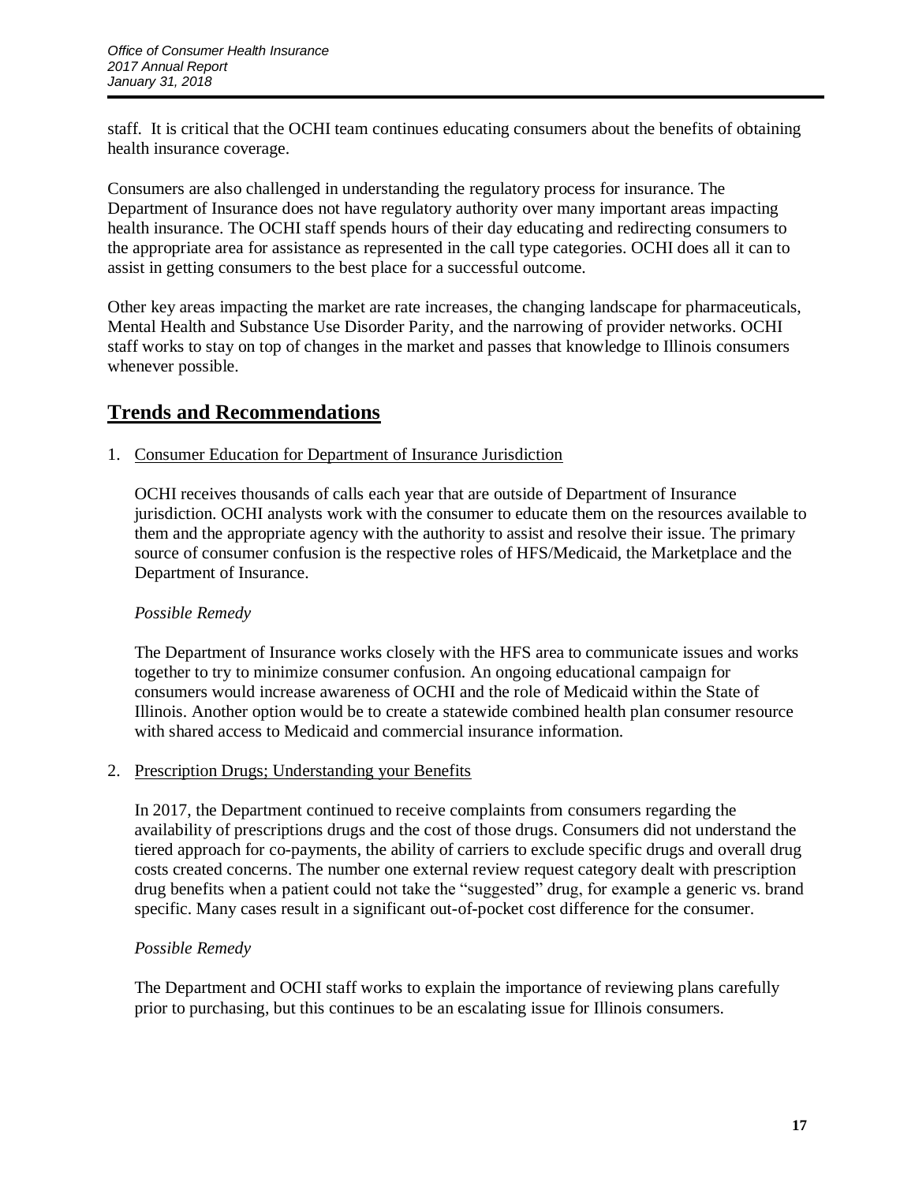staff. It is critical that the OCHI team continues educating consumers about the benefits of obtaining health insurance coverage.

Consumers are also challenged in understanding the regulatory process for insurance. The Department of Insurance does not have regulatory authority over many important areas impacting health insurance. The OCHI staff spends hours of their day educating and redirecting consumers to the appropriate area for assistance as represented in the call type categories. OCHI does all it can to assist in getting consumers to the best place for a successful outcome.

Other key areas impacting the market are rate increases, the changing landscape for pharmaceuticals, Mental Health and Substance Use Disorder Parity, and the narrowing of provider networks. OCHI staff works to stay on top of changes in the market and passes that knowledge to Illinois consumers whenever possible.

## Trends and Recommendations

1. Consumer Education for Department of Insurance Jurisdiction

   OCHI receives thousands of calls each year that are outside of Department of Insurance jurisdiction. OCHI analysts work with the consumer to educate them on the resources available to them and the appropriate agency with the authority to assist and resolve their issue. The primary source of consumer confusion is the respective roles of HFS/Medicaid, the Marketplace and the Department of Insurance.

   *Possible Remedy*

   The Department of Insurance works closely with the HFS area to communicate issues and works together to try to minimize consumer confusion. An ongoing educational campaign for consumers would increase awareness of OCHI and the role of Medicaid within the State of Illinois. Another option would be to create a statewide combined health plan consumer resource with shared access to Medicaid and commercial insurance information.

2. Prescription Drugs; Understanding your Benefits

   In 2017, the Department continued to receive complaints from consumers regarding the availability of prescriptions drugs and the cost of those drugs. Consumers did not understand the tiered approach for co-payments, the ability of carriers to exclude specific drugs and overall drug costs created concerns. The number one external review request category dealt with prescription drug benefits when a patient could not take the "suggested" drug, for example a generic vs. brand specific. Many cases result in a significant out-of-pocket cost difference for the consumer.

   *Possible Remedy*

   The Department and OCHI staff works to explain the importance of reviewing plans carefully prior to purchasing, but this continues to be an escalating issue for Illinois consumers.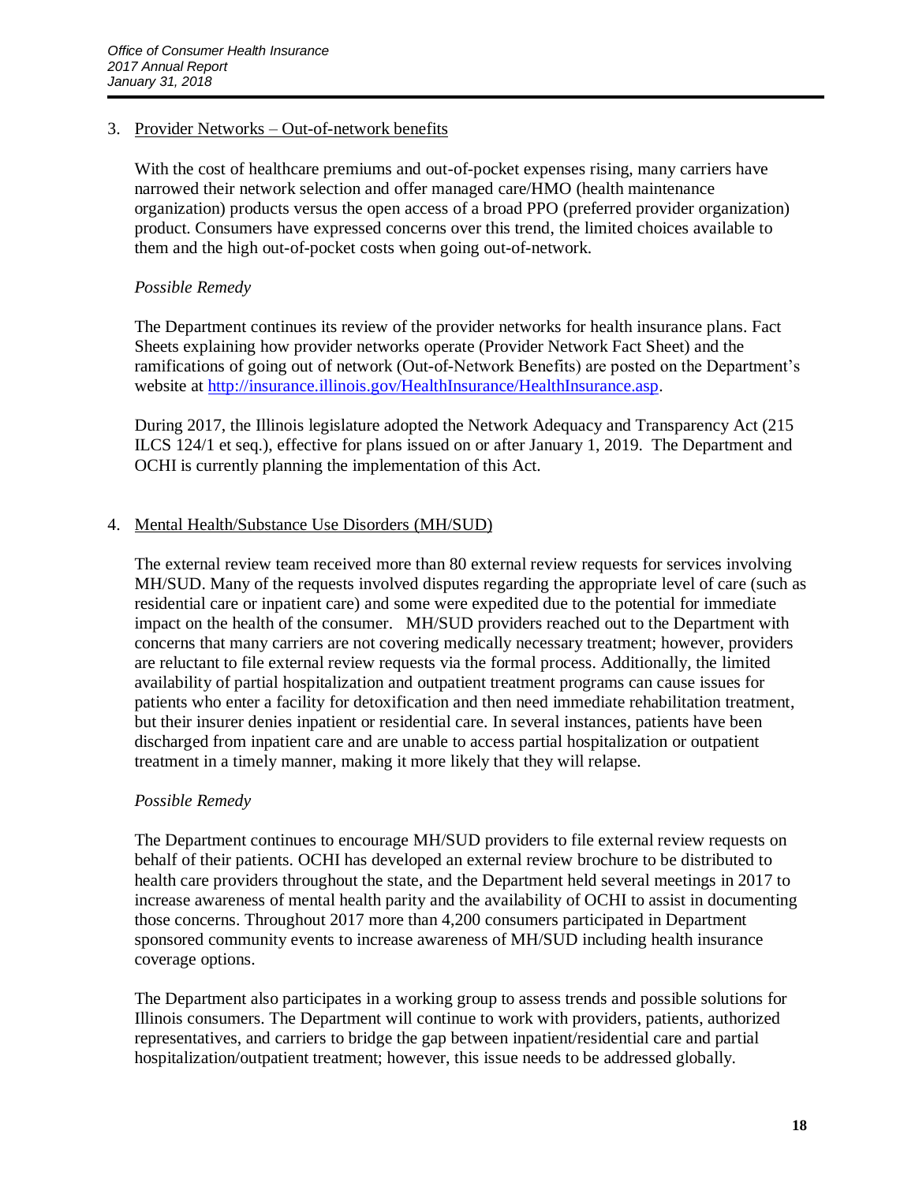3. Provider Networks – Out-of-network benefits

   With the cost of healthcare premiums and out-of-pocket expenses rising, many carriers have narrowed their network selection and offer managed care/HMO (health maintenance organization) products versus the open access of a broad PPO (preferred provider organization) product. Consumers have expressed concerns over this trend, the limited choices available to them and the high out-of-pocket costs when going out-of-network.

   *Possible Remedy*

   The Department continues its review of the provider networks for health insurance plans. Fact Sheets explaining how provider networks operate (Provider Network Fact Sheet) and the ramifications of going out of network (Out-of-Network Benefits) are posted on the Department's website at [http://insurance.illinois.gov/HealthInsurance/HealthInsurance.asp](http://insurance.illinois.gov/HealthInsurance/HealthInsurance.asp).

   During 2017, the Illinois legislature adopted the Network Adequacy and Transparency Act (215 ILCS 124/1 et seq.), effective for plans issued on or after January 1, 2019. The Department and OCHI is currently planning the implementation of this Act.

4. Mental Health/Substance Use Disorders (MH/SUD)

   The external review team received more than 80 external review requests for services involving MH/SUD. Many of the requests involved disputes regarding the appropriate level of care (such as residential care or inpatient care) and some were expedited due to the potential for immediate impact on the health of the consumer. MH/SUD providers reached out to the Department with concerns that many carriers are not covering medically necessary treatment; however, providers are reluctant to file external review requests via the formal process. Additionally, the limited availability of partial hospitalization and outpatient treatment programs can cause issues for patients who enter a facility for detoxification and then need immediate rehabilitation treatment, but their insurer denies inpatient or residential care. In several instances, patients have been discharged from inpatient care and are unable to access partial hospitalization or outpatient treatment in a timely manner, making it more likely that they will relapse.

   *Possible Remedy*

   The Department continues to encourage MH/SUD providers to file external review requests on behalf of their patients. OCHI has developed an external review brochure to be distributed to health care providers throughout the state, and the Department held several meetings in 2017 to increase awareness of mental health parity and the availability of OCHI to assist in documenting those concerns. Throughout 2017 more than 4,200 consumers participated in Department sponsored community events to increase awareness of MH/SUD including health insurance coverage options.

   The Department also participates in a working group to assess trends and possible solutions for Illinois consumers. The Department will continue to work with providers, patients, authorized representatives, and carriers to bridge the gap between inpatient/residential care and partial hospitalization/outpatient treatment; however, this issue needs to be addressed globally.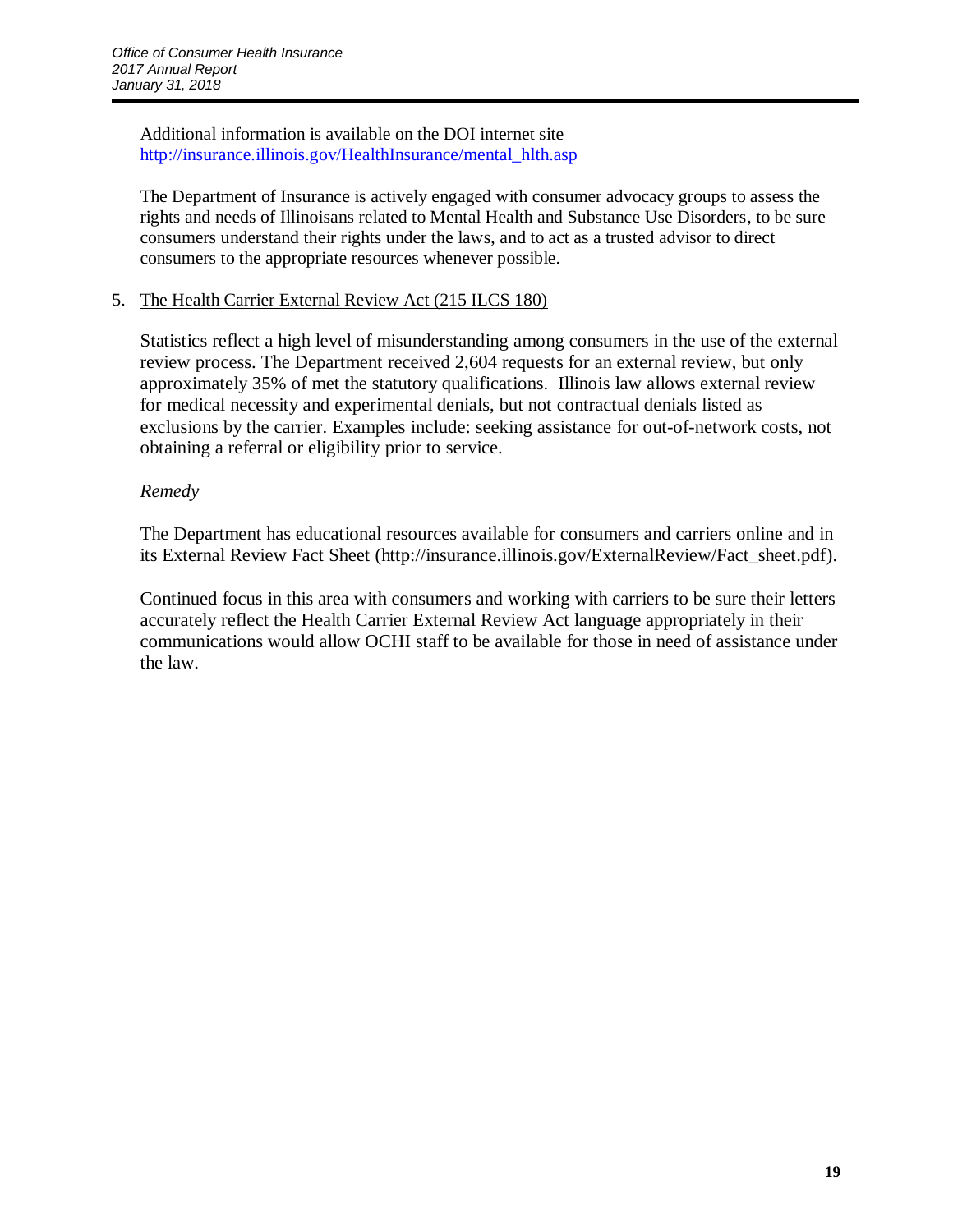Additional information is available on the DOI internet site
[http://insurance.illinois.gov/HealthInsurance/mental_hlth.asp](http://insurance.illinois.gov/HealthInsurance/mental_hlth.asp)

The Department of Insurance is actively engaged with consumer advocacy groups to assess the rights and needs of Illinoisans related to Mental Health and Substance Use Disorders, to be sure consumers understand their rights under the laws, and to act as a trusted advisor to direct consumers to the appropriate resources whenever possible.

5. The Health Carrier External Review Act (215 ILCS 180)

Statistics reflect a high level of misunderstanding among consumers in the use of the external review process. The Department received 2,604 requests for an external review, but only approximately 35% of met the statutory qualifications. Illinois law allows external review for medical necessity and experimental denials, but not contractual denials listed as exclusions by the carrier. Examples include: seeking assistance for out-of-network costs, not obtaining a referral or eligibility prior to service.

*Remedy*

The Department has educational resources available for consumers and carriers online and in its External Review Fact Sheet (http://insurance.illinois.gov/ExternalReview/Fact_sheet.pdf).

Continued focus in this area with consumers and working with carriers to be sure their letters accurately reflect the Health Carrier External Review Act language appropriately in their communications would allow OCHI staff to be available for those in need of assistance under the law.